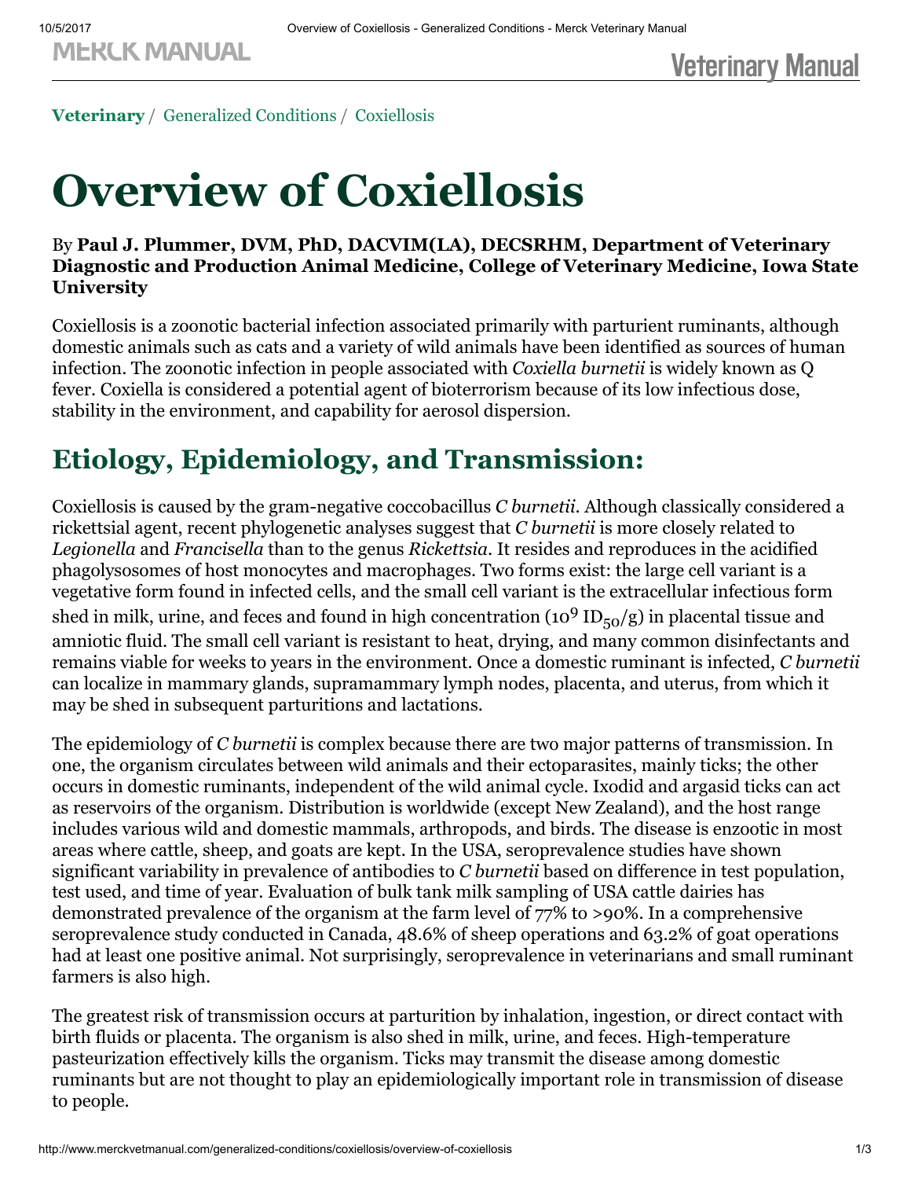Veterinary / Generalized Conditions / Coxiellosis

# Overview of Coxiellosis

By **Paul J. Plummer, DVM, PhD, DACVIM(LA), DECSRHM, Department of Veterinary Diagnostic and Production Animal Medicine, College of Veterinary Medicine, Iowa State University**

Coxiellosis is a zoonotic bacterial infection associated primarily with parturient ruminants, although domestic animals such as cats and a variety of wild animals have been identified as sources of human infection. The zoonotic infection in people associated with *Coxiella burnetii* is widely known as Q fever. Coxiella is considered a potential agent of bioterrorism because of its low infectious dose, stability in the environment, and capability for aerosol dispersion.

## Etiology, Epidemiology, and Transmission:

Coxiellosis is caused by the gram-negative coccobacillus *C burnetii*. Although classically considered a rickettsial agent, recent phylogenetic analyses suggest that *C burnetii* is more closely related to *Legionella* and *Francisella* than to the genus *Rickettsia*. It resides and reproduces in the acidified phagolysosomes of host monocytes and macrophages. Two forms exist: the large cell variant is a vegetative form found in infected cells, and the small cell variant is the extracellular infectious form shed in milk, urine, and feces and found in high concentration ($10^9$ $ID_{50}$/g) in placental tissue and amniotic fluid. The small cell variant is resistant to heat, drying, and many common disinfectants and remains viable for weeks to years in the environment. Once a domestic ruminant is infected, *C burnetii* can localize in mammary glands, supramammary lymph nodes, placenta, and uterus, from which it may be shed in subsequent parturitions and lactations.

The epidemiology of *C burnetii* is complex because there are two major patterns of transmission. In one, the organism circulates between wild animals and their ectoparasites, mainly ticks; the other occurs in domestic ruminants, independent of the wild animal cycle. Ixodid and argasid ticks can act as reservoirs of the organism. Distribution is worldwide (except New Zealand), and the host range includes various wild and domestic mammals, arthropods, and birds. The disease is enzootic in most areas where cattle, sheep, and goats are kept. In the USA, seroprevalence studies have shown significant variability in prevalence of antibodies to *C burnetii* based on difference in test population, test used, and time of year. Evaluation of bulk tank milk sampling of USA cattle dairies has demonstrated prevalence of the organism at the farm level of 77% to >90%. In a comprehensive seroprevalence study conducted in Canada, 48.6% of sheep operations and 63.2% of goat operations had at least one positive animal. Not surprisingly, seroprevalence in veterinarians and small ruminant farmers is also high.

The greatest risk of transmission occurs at parturition by inhalation, ingestion, or direct contact with birth fluids or placenta. The organism is also shed in milk, urine, and feces. High-temperature pasteurization effectively kills the organism. Ticks may transmit the disease among domestic ruminants but are not thought to play an epidemiologically important role in transmission of disease to people.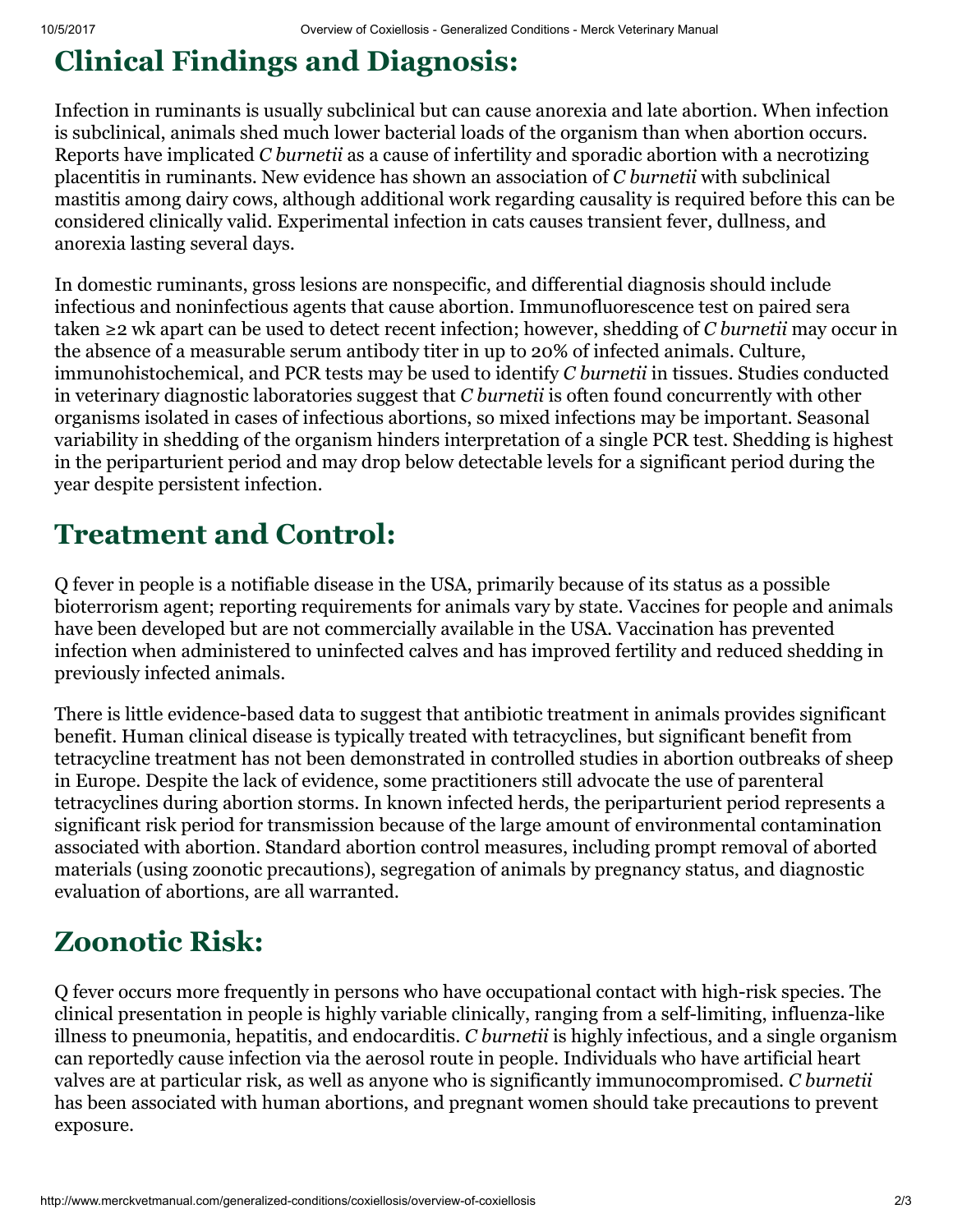## Clinical Findings and Diagnosis:

Infection in ruminants is usually subclinical but can cause anorexia and late abortion. When infection is subclinical, animals shed much lower bacterial loads of the organism than when abortion occurs. Reports have implicated *C burnetii* as a cause of infertility and sporadic abortion with a necrotizing placentitis in ruminants. New evidence has shown an association of *C burnetii* with subclinical mastitis among dairy cows, although additional work regarding causality is required before this can be considered clinically valid. Experimental infection in cats causes transient fever, dullness, and anorexia lasting several days.

In domestic ruminants, gross lesions are nonspecific, and differential diagnosis should include infectious and noninfectious agents that cause abortion. Immunofluorescence test on paired sera taken ≥2 wk apart can be used to detect recent infection; however, shedding of *C burnetii* may occur in the absence of a measurable serum antibody titer in up to 20% of infected animals. Culture, immunohistochemical, and PCR tests may be used to identify *C burnetii* in tissues. Studies conducted in veterinary diagnostic laboratories suggest that *C burnetii* is often found concurrently with other organisms isolated in cases of infectious abortions, so mixed infections may be important. Seasonal variability in shedding of the organism hinders interpretation of a single PCR test. Shedding is highest in the periparturient period and may drop below detectable levels for a significant period during the year despite persistent infection.

## Treatment and Control:

Q fever in people is a notifiable disease in the USA, primarily because of its status as a possible bioterrorism agent; reporting requirements for animals vary by state. Vaccines for people and animals have been developed but are not commercially available in the USA. Vaccination has prevented infection when administered to uninfected calves and has improved fertility and reduced shedding in previously infected animals.

There is little evidence-based data to suggest that antibiotic treatment in animals provides significant benefit. Human clinical disease is typically treated with tetracyclines, but significant benefit from tetracycline treatment has not been demonstrated in controlled studies in abortion outbreaks of sheep in Europe. Despite the lack of evidence, some practitioners still advocate the use of parenteral tetracyclines during abortion storms. In known infected herds, the periparturient period represents a significant risk period for transmission because of the large amount of environmental contamination associated with abortion. Standard abortion control measures, including prompt removal of aborted materials (using zoonotic precautions), segregation of animals by pregnancy status, and diagnostic evaluation of abortions, are all warranted.

## Zoonotic Risk:

Q fever occurs more frequently in persons who have occupational contact with high-risk species. The clinical presentation in people is highly variable clinically, ranging from a self-limiting, influenza-like illness to pneumonia, hepatitis, and endocarditis. *C burnetii* is highly infectious, and a single organism can reportedly cause infection via the aerosol route in people. Individuals who have artificial heart valves are at particular risk, as well as anyone who is significantly immunocompromised. *C burnetii* has been associated with human abortions, and pregnant women should take precautions to prevent exposure.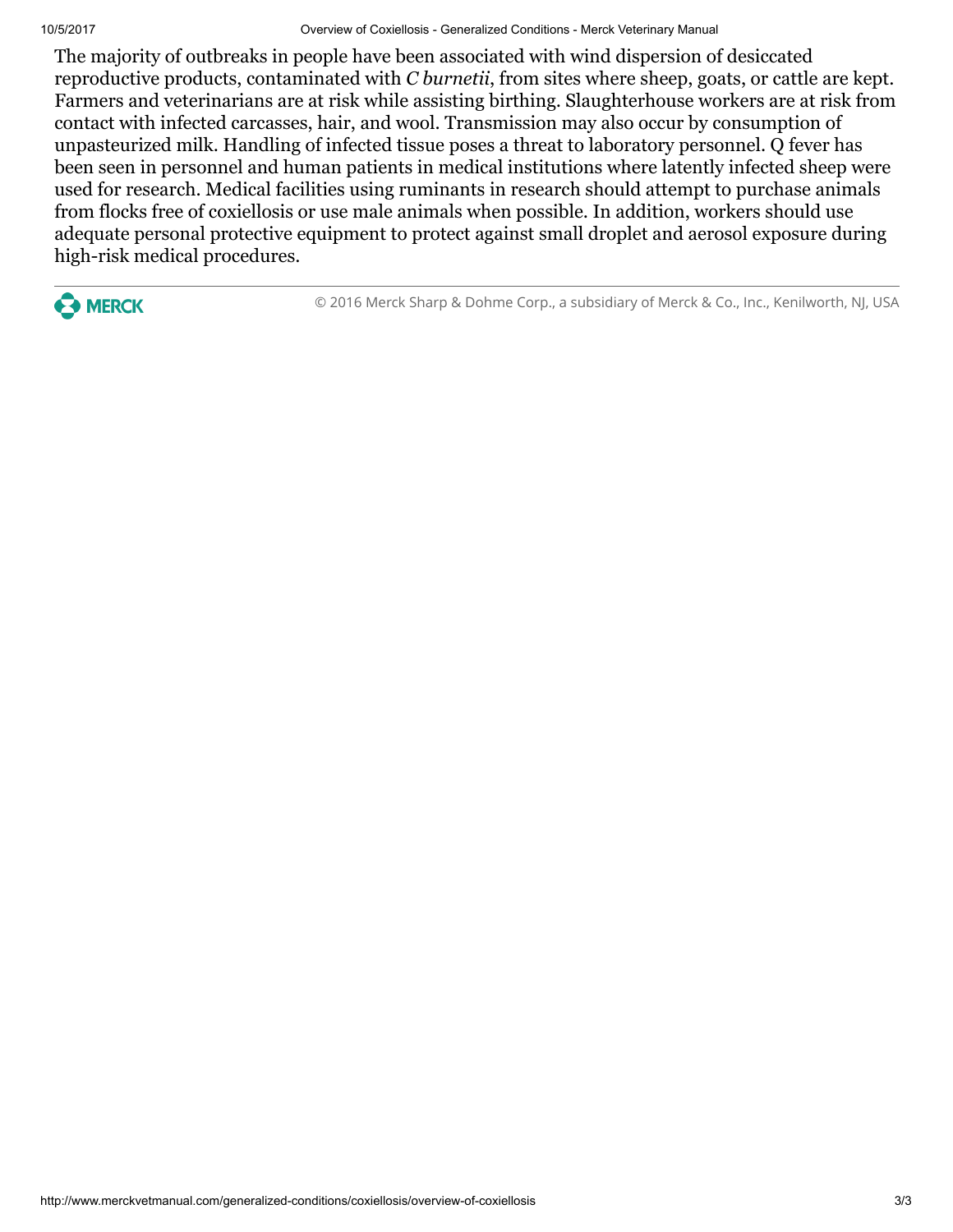The majority of outbreaks in people have been associated with wind dispersion of desiccated reproductive products, contaminated with *C burnetii*, from sites where sheep, goats, or cattle are kept. Farmers and veterinarians are at risk while assisting birthing. Slaughterhouse workers are at risk from contact with infected carcasses, hair, and wool. Transmission may also occur by consumption of unpasteurized milk. Handling of infected tissue poses a threat to laboratory personnel. Q fever has been seen in personnel and human patients in medical institutions where latently infected sheep were used for research. Medical facilities using ruminants in research should attempt to purchase animals from flocks free of coxiellosis or use male animals when possible. In addition, workers should use adequate personal protective equipment to protect against small droplet and aerosol exposure during high-risk medical procedures.

MERCK

© 2016 Merck Sharp & Dohme Corp., a subsidiary of Merck & Co., Inc., Kenilworth, NJ, USA